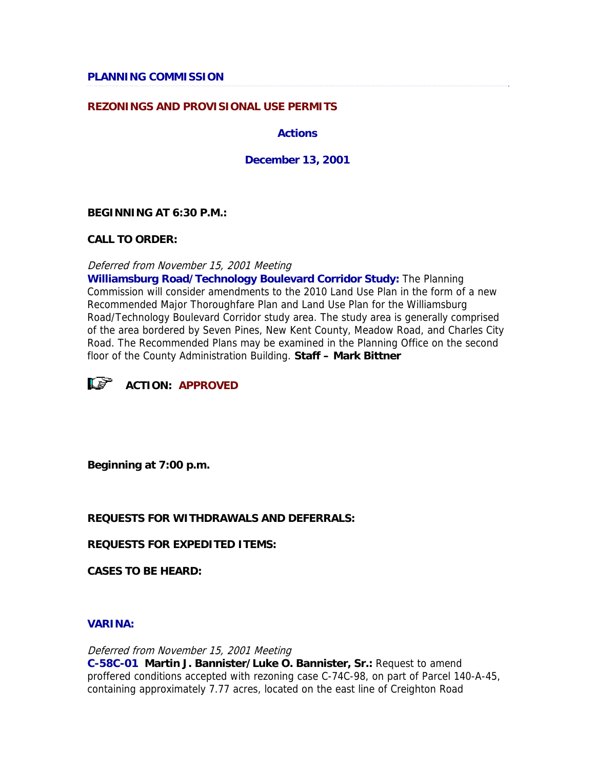## PLANNING COMMISSION

### REZONINGS AND PROVISIONAL USE PERMITS

**Actions**

**December 13, 2001**

**BEGINNING AT 6:30 P.M.:**

**CALL TO ORDER:**

*Deferred from November 15, 2001 Meeting*
**Williamsburg Road/Technology Boulevard Corridor Study:** The Planning Commission will consider amendments to the 2010 Land Use Plan in the form of a new Recommended Major Thoroughfare Plan and Land Use Plan for the Williamsburg Road/Technology Boulevard Corridor study area. The study area is generally comprised of the area bordered by Seven Pines, New Kent County, Meadow Road, and Charles City Road. The Recommended Plans may be examined in the Planning Office on the second floor of the County Administration Building. **Staff – Mark Bittner**

**ACTION: APPROVED**

**Beginning at 7:00 p.m.**

**REQUESTS FOR WITHDRAWALS AND DEFERRALS:**

**REQUESTS FOR EXPEDITED ITEMS:**

**CASES TO BE HEARD:**

### VARINA:

*Deferred from November 15, 2001 Meeting*
**C-58C-01 Martin J. Bannister/Luke O. Bannister, Sr.:** Request to amend proffered conditions accepted with rezoning case C-74C-98, on part of Parcel 140-A-45, containing approximately 7.77 acres, located on the east line of Creighton Road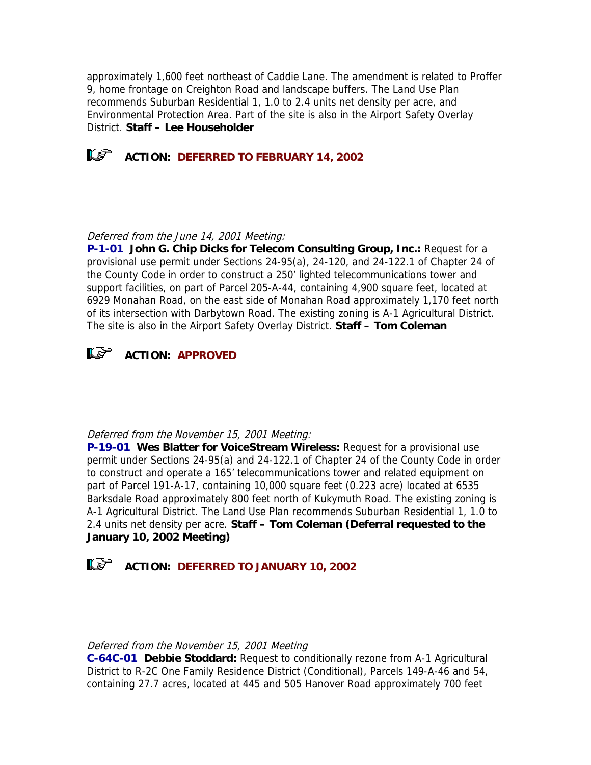approximately 1,600 feet northeast of Caddie Lane. The amendment is related to Proffer 9, home frontage on Creighton Road and landscape buffers. The Land Use Plan recommends Suburban Residential 1, 1.0 to 2.4 units net density per acre, and Environmental Protection Area. Part of the site is also in the Airport Safety Overlay District. **Staff – Lee Householder**

**ACTION: DEFERRED TO FEBRUARY 14, 2002**

*Deferred from the June 14, 2001 Meeting:*
**P-1-01 John G. Chip Dicks for Telecom Consulting Group, Inc.:** Request for a provisional use permit under Sections 24-95(a), 24-120, and 24-122.1 of Chapter 24 of the County Code in order to construct a 250' lighted telecommunications tower and support facilities, on part of Parcel 205-A-44, containing 4,900 square feet, located at 6929 Monahan Road, on the east side of Monahan Road approximately 1,170 feet north of its intersection with Darbytown Road. The existing zoning is A-1 Agricultural District. The site is also in the Airport Safety Overlay District. **Staff – Tom Coleman**

**ACTION: APPROVED**

*Deferred from the November 15, 2001 Meeting:*
**P-19-01 Wes Blatter for VoiceStream Wireless:** Request for a provisional use permit under Sections 24-95(a) and 24-122.1 of Chapter 24 of the County Code in order to construct and operate a 165' telecommunications tower and related equipment on part of Parcel 191-A-17, containing 10,000 square feet (0.223 acre) located at 6535 Barksdale Road approximately 800 feet north of Kukymuth Road. The existing zoning is A-1 Agricultural District. The Land Use Plan recommends Suburban Residential 1, 1.0 to 2.4 units net density per acre. **Staff – Tom Coleman (Deferral requested to the January 10, 2002 Meeting)**

**ACTION: DEFERRED TO JANUARY 10, 2002**

*Deferred from the November 15, 2001 Meeting*
**C-64C-01 Debbie Stoddard:** Request to conditionally rezone from A-1 Agricultural District to R-2C One Family Residence District (Conditional), Parcels 149-A-46 and 54, containing 27.7 acres, located at 445 and 505 Hanover Road approximately 700 feet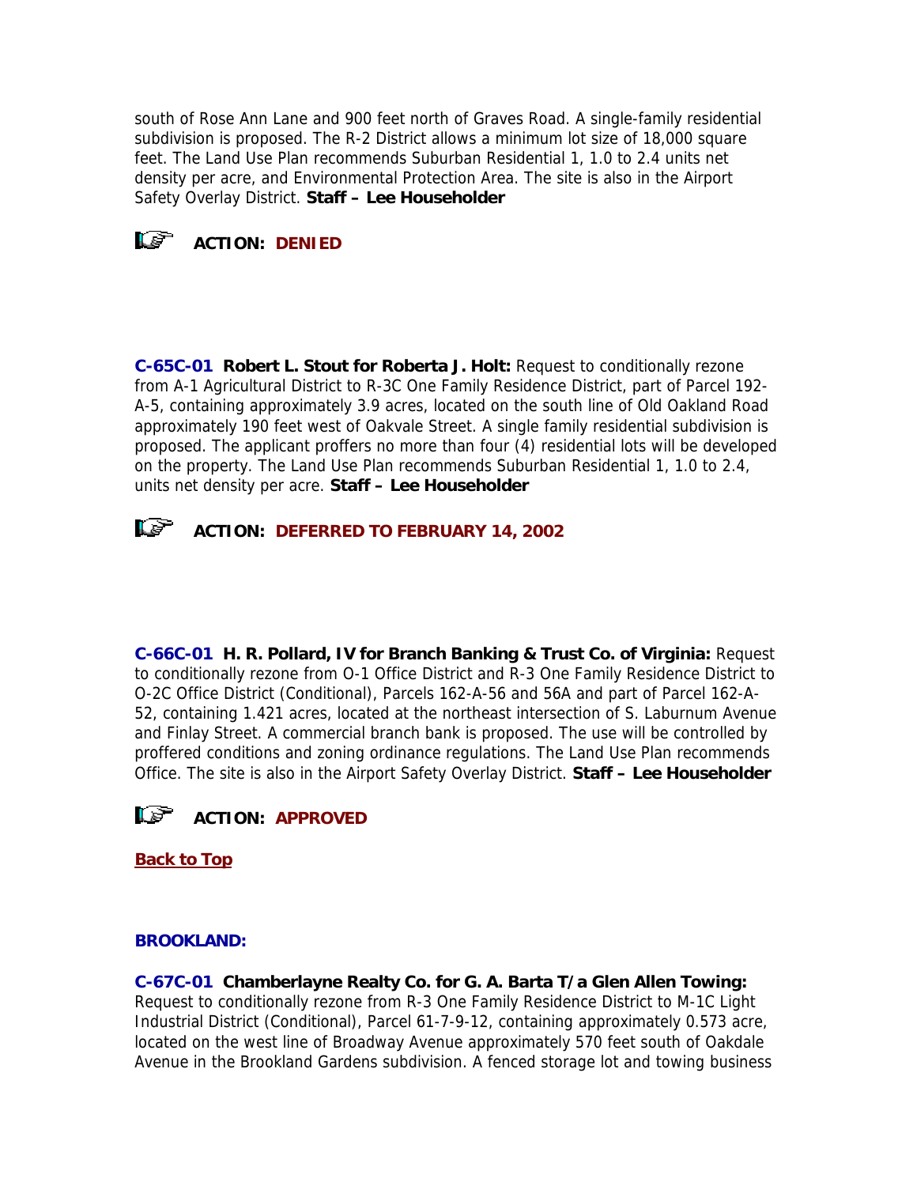south of Rose Ann Lane and 900 feet north of Graves Road. A single-family residential subdivision is proposed. The R-2 District allows a minimum lot size of 18,000 square feet. The Land Use Plan recommends Suburban Residential 1, 1.0 to 2.4 units net density per acre, and Environmental Protection Area. The site is also in the Airport Safety Overlay District. **Staff – Lee Householder**

**ACTION: DENIED**

**C-65C-01 Robert L. Stout for Roberta J. Holt:** Request to conditionally rezone from A-1 Agricultural District to R-3C One Family Residence District, part of Parcel 192-A-5, containing approximately 3.9 acres, located on the south line of Old Oakland Road approximately 190 feet west of Oakvale Street. A single family residential subdivision is proposed. The applicant proffers no more than four (4) residential lots will be developed on the property. The Land Use Plan recommends Suburban Residential 1, 1.0 to 2.4, units net density per acre. **Staff – Lee Householder**

**ACTION: DEFERRED TO FEBRUARY 14, 2002**

**C-66C-01 H. R. Pollard, IV for Branch Banking & Trust Co. of Virginia:** Request to conditionally rezone from O-1 Office District and R-3 One Family Residence District to O-2C Office District (Conditional), Parcels 162-A-56 and 56A and part of Parcel 162-A-52, containing 1.421 acres, located at the northeast intersection of S. Laburnum Avenue and Finlay Street. A commercial branch bank is proposed. The use will be controlled by proffered conditions and zoning ordinance regulations. The Land Use Plan recommends Office. The site is also in the Airport Safety Overlay District. **Staff – Lee Householder**

**ACTION: APPROVED**

**Back to Top**

**BROOKLAND:**

**C-67C-01 Chamberlayne Realty Co. for G. A. Barta T/a Glen Allen Towing:** Request to conditionally rezone from R-3 One Family Residence District to M-1C Light Industrial District (Conditional), Parcel 61-7-9-12, containing approximately 0.573 acre, located on the west line of Broadway Avenue approximately 570 feet south of Oakdale Avenue in the Brookland Gardens subdivision. A fenced storage lot and towing business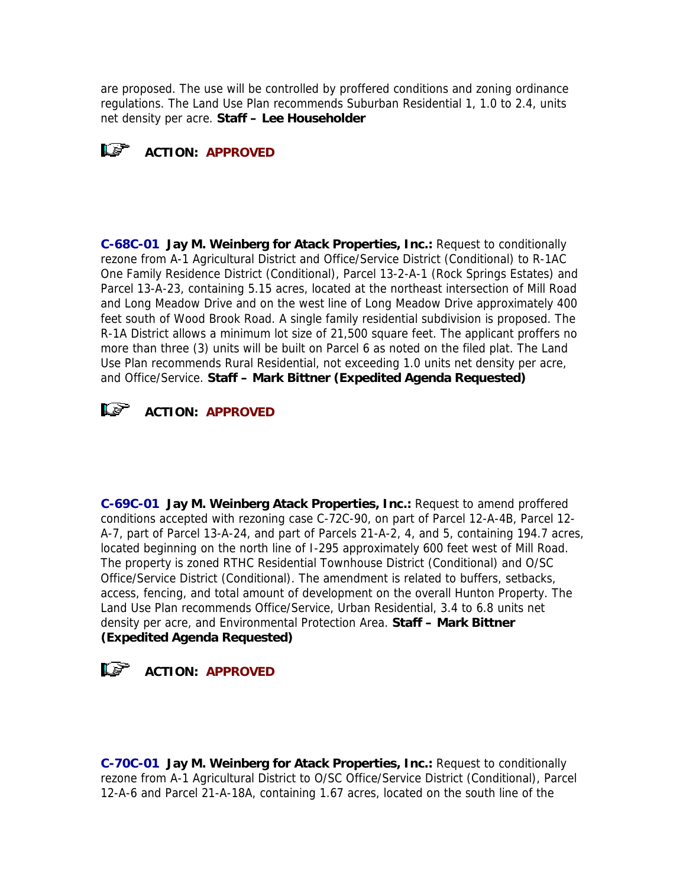are proposed. The use will be controlled by proffered conditions and zoning ordinance regulations. The Land Use Plan recommends Suburban Residential 1, 1.0 to 2.4, units net density per acre. **Staff – Lee Householder**

**ACTION: APPROVED**

**C-68C-01 Jay M. Weinberg for Atack Properties, Inc.:** Request to conditionally rezone from A-1 Agricultural District and Office/Service District (Conditional) to R-1AC One Family Residence District (Conditional), Parcel 13-2-A-1 (Rock Springs Estates) and Parcel 13-A-23, containing 5.15 acres, located at the northeast intersection of Mill Road and Long Meadow Drive and on the west line of Long Meadow Drive approximately 400 feet south of Wood Brook Road. A single family residential subdivision is proposed. The R-1A District allows a minimum lot size of 21,500 square feet. The applicant proffers no more than three (3) units will be built on Parcel 6 as noted on the filed plat. The Land Use Plan recommends Rural Residential, not exceeding 1.0 units net density per acre, and Office/Service. **Staff – Mark Bittner (Expedited Agenda Requested)**

**ACTION: APPROVED**

**C-69C-01 Jay M. Weinberg Atack Properties, Inc.:** Request to amend proffered conditions accepted with rezoning case C-72C-90, on part of Parcel 12-A-4B, Parcel 12-A-7, part of Parcel 13-A-24, and part of Parcels 21-A-2, 4, and 5, containing 194.7 acres, located beginning on the north line of I-295 approximately 600 feet west of Mill Road. The property is zoned RTHC Residential Townhouse District (Conditional) and O/SC Office/Service District (Conditional). The amendment is related to buffers, setbacks, access, fencing, and total amount of development on the overall Hunton Property. The Land Use Plan recommends Office/Service, Urban Residential, 3.4 to 6.8 units net density per acre, and Environmental Protection Area. **Staff – Mark Bittner (Expedited Agenda Requested)**

**ACTION: APPROVED**

**C-70C-01 Jay M. Weinberg for Atack Properties, Inc.:** Request to conditionally rezone from A-1 Agricultural District to O/SC Office/Service District (Conditional), Parcel 12-A-6 and Parcel 21-A-18A, containing 1.67 acres, located on the south line of the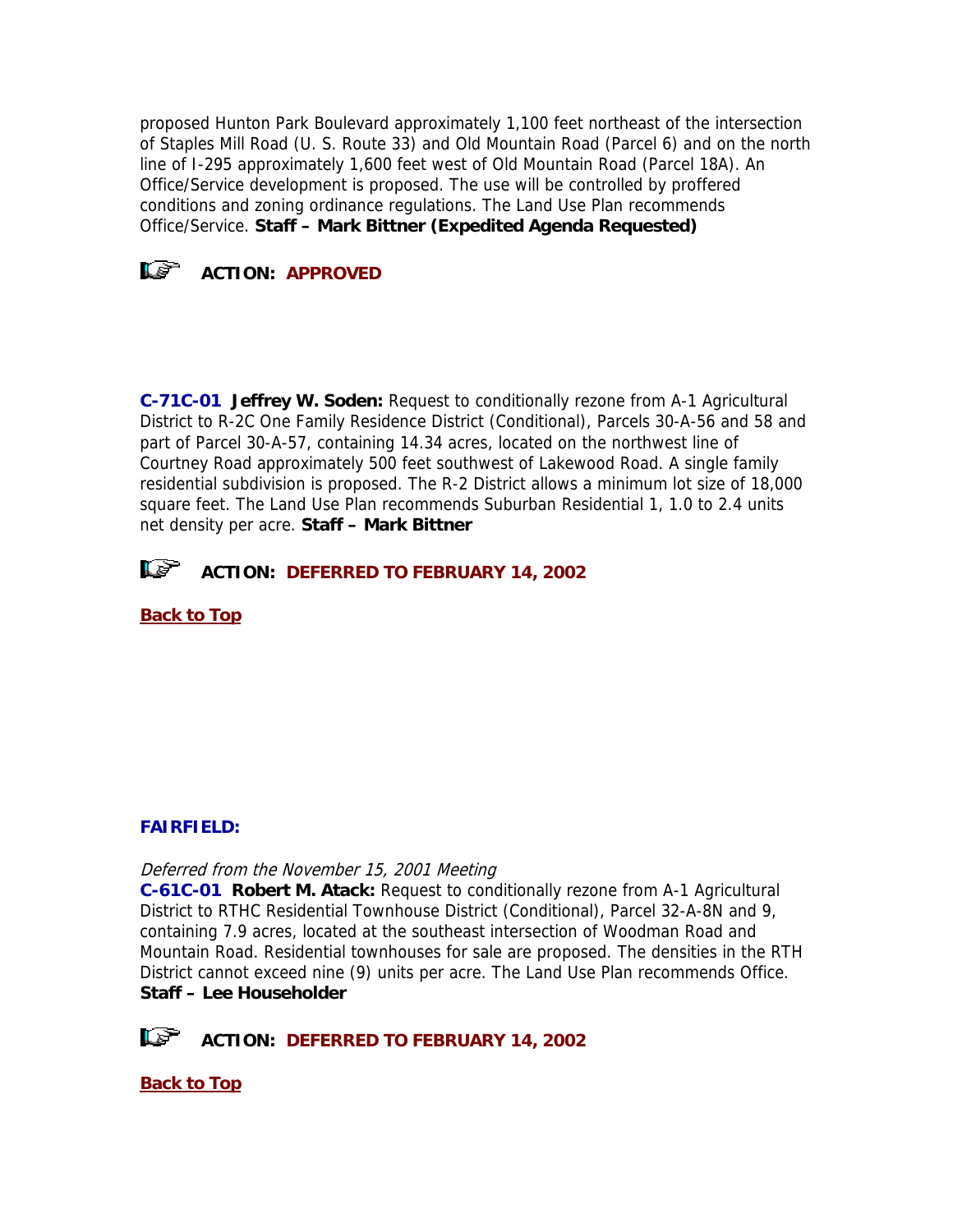proposed Hunton Park Boulevard approximately 1,100 feet northeast of the intersection of Staples Mill Road (U. S. Route 33) and Old Mountain Road (Parcel 6) and on the north line of I-295 approximately 1,600 feet west of Old Mountain Road (Parcel 18A). An Office/Service development is proposed. The use will be controlled by proffered conditions and zoning ordinance regulations. The Land Use Plan recommends Office/Service. **Staff – Mark Bittner (Expedited Agenda Requested)**

**ACTION: APPROVED**

**C-71C-01 Jeffrey W. Soden:** Request to conditionally rezone from A-1 Agricultural District to R-2C One Family Residence District (Conditional), Parcels 30-A-56 and 58 and part of Parcel 30-A-57, containing 14.34 acres, located on the northwest line of Courtney Road approximately 500 feet southwest of Lakewood Road. A single family residential subdivision is proposed. The R-2 District allows a minimum lot size of 18,000 square feet. The Land Use Plan recommends Suburban Residential 1, 1.0 to 2.4 units net density per acre. **Staff – Mark Bittner**

**ACTION: DEFERRED TO FEBRUARY 14, 2002**

**Back to Top**

**FAIRFIELD:**

*Deferred from the November 15, 2001 Meeting*
**C-61C-01 Robert M. Atack:** Request to conditionally rezone from A-1 Agricultural District to RTHC Residential Townhouse District (Conditional), Parcel 32-A-8N and 9, containing 7.9 acres, located at the southeast intersection of Woodman Road and Mountain Road. Residential townhouses for sale are proposed. The densities in the RTH District cannot exceed nine (9) units per acre. The Land Use Plan recommends Office.
**Staff – Lee Householder**

**ACTION: DEFERRED TO FEBRUARY 14, 2002**

**Back to Top**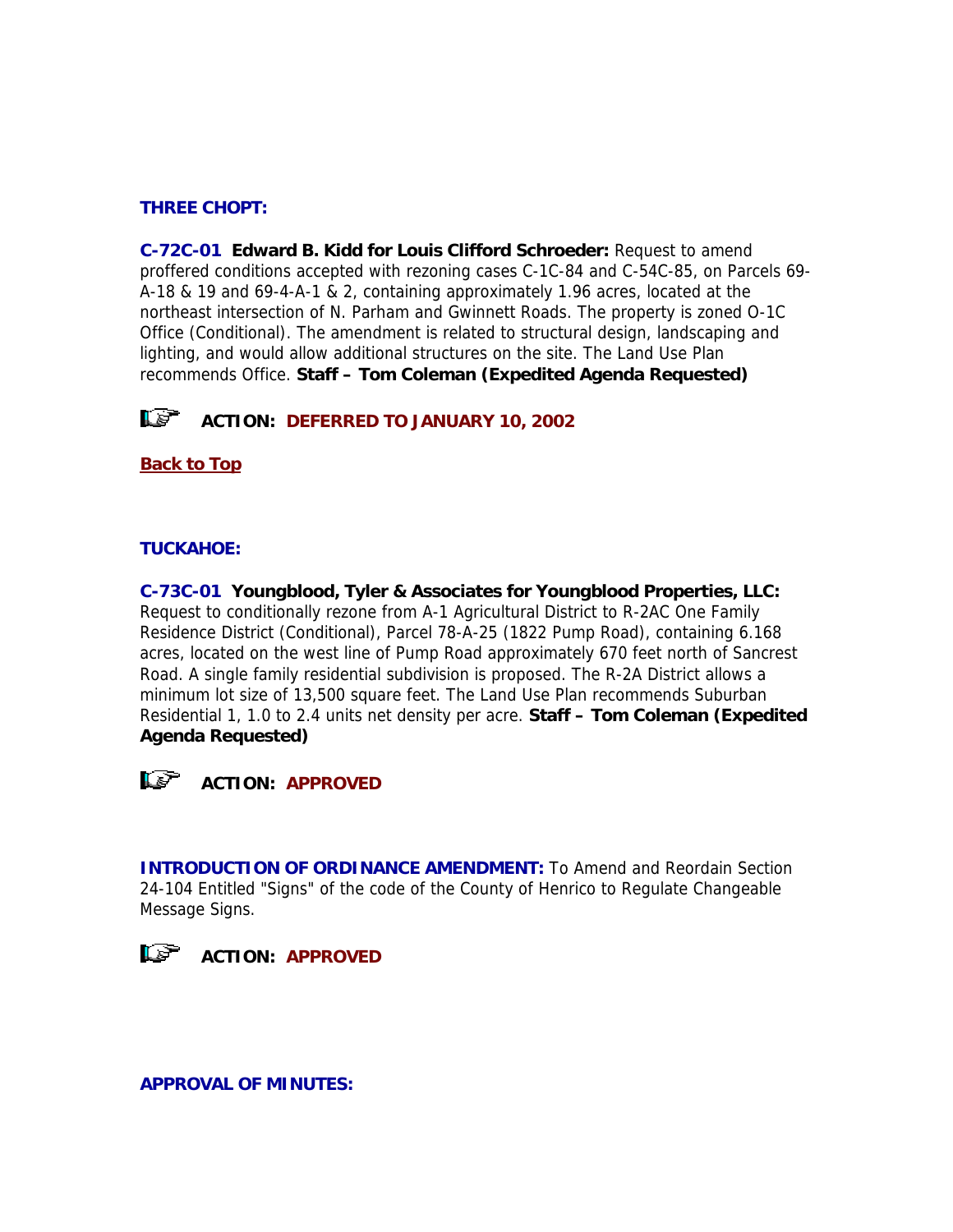**THREE CHOPT:**

**C-72C-01** **Edward B. Kidd for Louis Clifford Schroeder:** Request to amend proffered conditions accepted with rezoning cases C-1C-84 and C-54C-85, on Parcels 69-A-18 & 19 and 69-4-A-1 & 2, containing approximately 1.96 acres, located at the northeast intersection of N. Parham and Gwinnett Roads. The property is zoned O-1C Office (Conditional). The amendment is related to structural design, landscaping and lighting, and would allow additional structures on the site. The Land Use Plan recommends Office. **Staff – Tom Coleman (Expedited Agenda Requested)**

**ACTION: DEFERRED TO JANUARY 10, 2002**

**Back to Top**

**TUCKAHOE:**

**C-73C-01** **Youngblood, Tyler & Associates for Youngblood Properties, LLC:** Request to conditionally rezone from A-1 Agricultural District to R-2AC One Family Residence District (Conditional), Parcel 78-A-25 (1822 Pump Road), containing 6.168 acres, located on the west line of Pump Road approximately 670 feet north of Sancrest Road. A single family residential subdivision is proposed. The R-2A District allows a minimum lot size of 13,500 square feet. The Land Use Plan recommends Suburban Residential 1, 1.0 to 2.4 units net density per acre. **Staff – Tom Coleman (Expedited Agenda Requested)**

**ACTION: APPROVED**

**INTRODUCTION OF ORDINANCE AMENDMENT:** To Amend and Reordain Section 24-104 Entitled "Signs" of the code of the County of Henrico to Regulate Changeable Message Signs.

**ACTION: APPROVED**

**APPROVAL OF MINUTES:**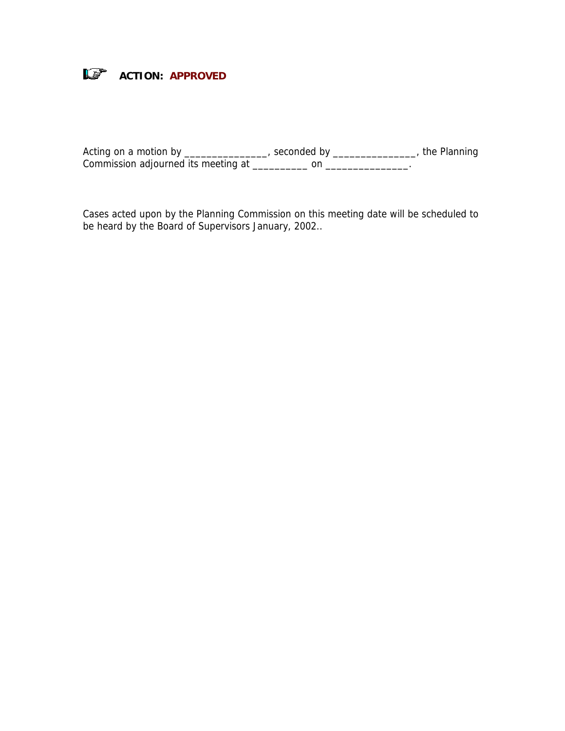☞ **ACTION: APPROVED**

Acting on a motion by _______________, seconded by _______________, the Planning Commission adjourned its meeting at __________ on _______________.

Cases acted upon by the Planning Commission on this meeting date will be scheduled to be heard by the Board of Supervisors January, 2002..